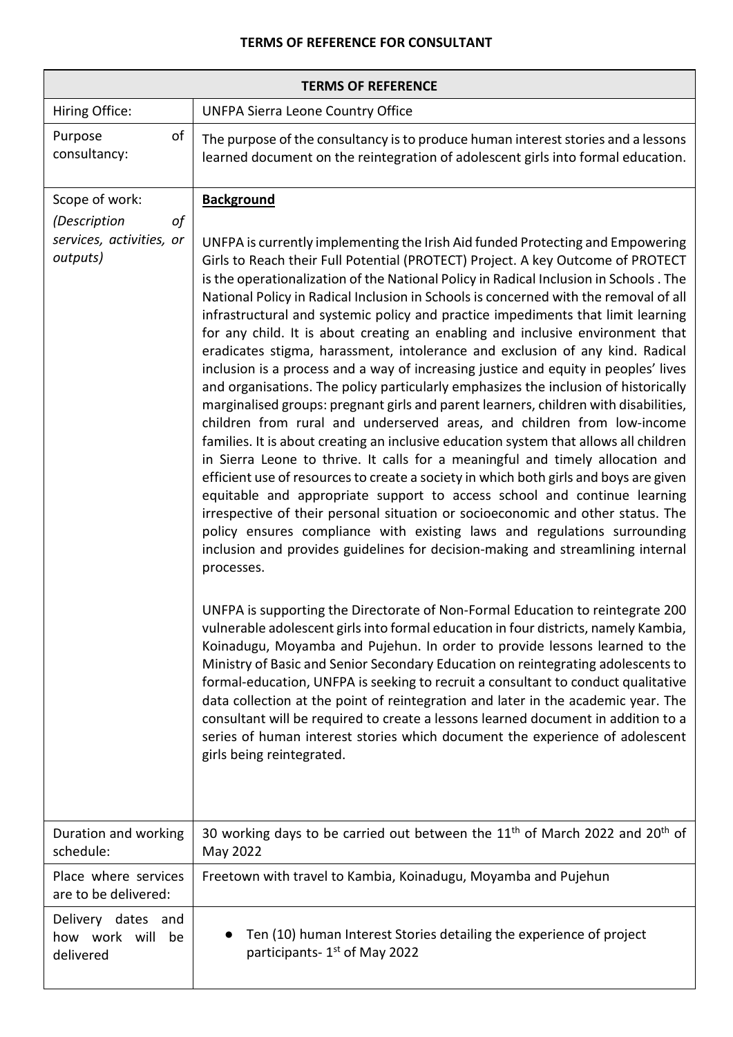**TERMS OF REFERENCE FOR CONSULTANT**

| **TERMS OF REFERENCE** | |
|---|---|
| Hiring Office: | UNFPA Sierra Leone Country Office |
| Purpose of consultancy: | The purpose of the consultancy is to produce human interest stories and a lessons learned document on the reintegration of adolescent girls into formal education. |
| Scope of work: *(Description of services, activities, or outputs)* | **Background**<br><br>UNFPA is currently implementing the Irish Aid funded Protecting and Empowering Girls to Reach their Full Potential (PROTECT) Project. A key Outcome of PROTECT is the operationalization of the National Policy in Radical Inclusion in Schools . The National Policy in Radical Inclusion in Schools is concerned with the removal of all infrastructural and systemic policy and practice impediments that limit learning for any child. It is about creating an enabling and inclusive environment that eradicates stigma, harassment, intolerance and exclusion of any kind. Radical inclusion is a process and a way of increasing justice and equity in peoples' lives and organisations. The policy particularly emphasizes the inclusion of historically marginalised groups: pregnant girls and parent learners, children with disabilities, children from rural and underserved areas, and children from low-income families. It is about creating an inclusive education system that allows all children in Sierra Leone to thrive. It calls for a meaningful and timely allocation and efficient use of resources to create a society in which both girls and boys are given equitable and appropriate support to access school and continue learning irrespective of their personal situation or socioeconomic and other status. The policy ensures compliance with existing laws and regulations surrounding inclusion and provides guidelines for decision-making and streamlining internal processes.<br><br>UNFPA is supporting the Directorate of Non-Formal Education to reintegrate 200 vulnerable adolescent girls into formal education in four districts, namely Kambia, Koinadugu, Moyamba and Pujehun. In order to provide lessons learned to the Ministry of Basic and Senior Secondary Education on reintegrating adolescents to formal-education, UNFPA is seeking to recruit a consultant to conduct qualitative data collection at the point of reintegration and later in the academic year. The consultant will be required to create a lessons learned document in addition to a series of human interest stories which document the experience of adolescent girls being reintegrated. |
| Duration and working schedule: | 30 working days to be carried out between the 11th of March 2022 and 20th of May 2022 |
| Place where services are to be delivered: | Freetown with travel to Kambia, Koinadugu, Moyamba and Pujehun |
| Delivery dates and how work will be delivered | • Ten (10) human Interest Stories detailing the experience of project participants- 1st of May 2022 |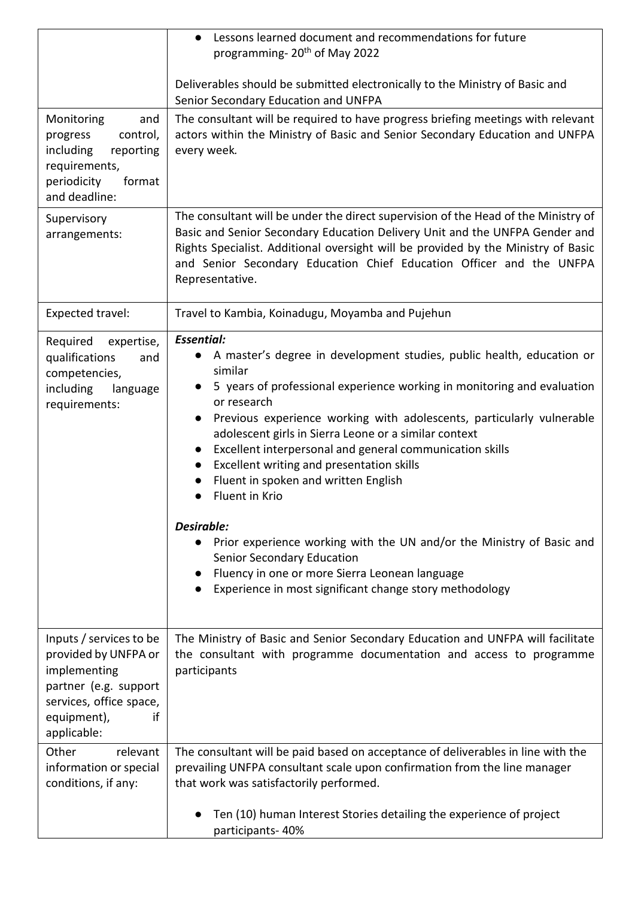| | |
|---|---|
| | • Lessons learned document and recommendations for future programming- 20th of May 2022<br><br>Deliverables should be submitted electronically to the Ministry of Basic and Senior Secondary Education and UNFPA |
| Monitoring and progress control, including reporting requirements, periodicity format and deadline: | The consultant will be required to have progress briefing meetings with relevant actors within the Ministry of Basic and Senior Secondary Education and UNFPA every week. |
| Supervisory arrangements: | The consultant will be under the direct supervision of the Head of the Ministry of Basic and Senior Secondary Education Delivery Unit and the UNFPA Gender and Rights Specialist. Additional oversight will be provided by the Ministry of Basic and Senior Secondary Education Chief Education Officer and the UNFPA Representative. |
| Expected travel: | Travel to Kambia, Koinadugu, Moyamba and Pujehun |
| Required expertise, qualifications and competencies, including language requirements: | ***Essential:***<br>• A master's degree in development studies, public health, education or similar<br>• 5 years of professional experience working in monitoring and evaluation or research<br>• Previous experience working with adolescents, particularly vulnerable adolescent girls in Sierra Leone or a similar context<br>• Excellent interpersonal and general communication skills<br>• Excellent writing and presentation skills<br>• Fluent in spoken and written English<br>• Fluent in Krio<br><br>***Desirable:***<br>• Prior experience working with the UN and/or the Ministry of Basic and Senior Secondary Education<br>• Fluency in one or more Sierra Leonean language<br>• Experience in most significant change story methodology |
| Inputs / services to be provided by UNFPA or implementing partner (e.g. support services, office space, equipment), if applicable: | The Ministry of Basic and Senior Secondary Education and UNFPA will facilitate the consultant with programme documentation and access to programme participants |
| Other relevant information or special conditions, if any: | The consultant will be paid based on acceptance of deliverables in line with the prevailing UNFPA consultant scale upon confirmation from the line manager that work was satisfactorily performed.<br><br>• Ten (10) human Interest Stories detailing the experience of project participants- 40% |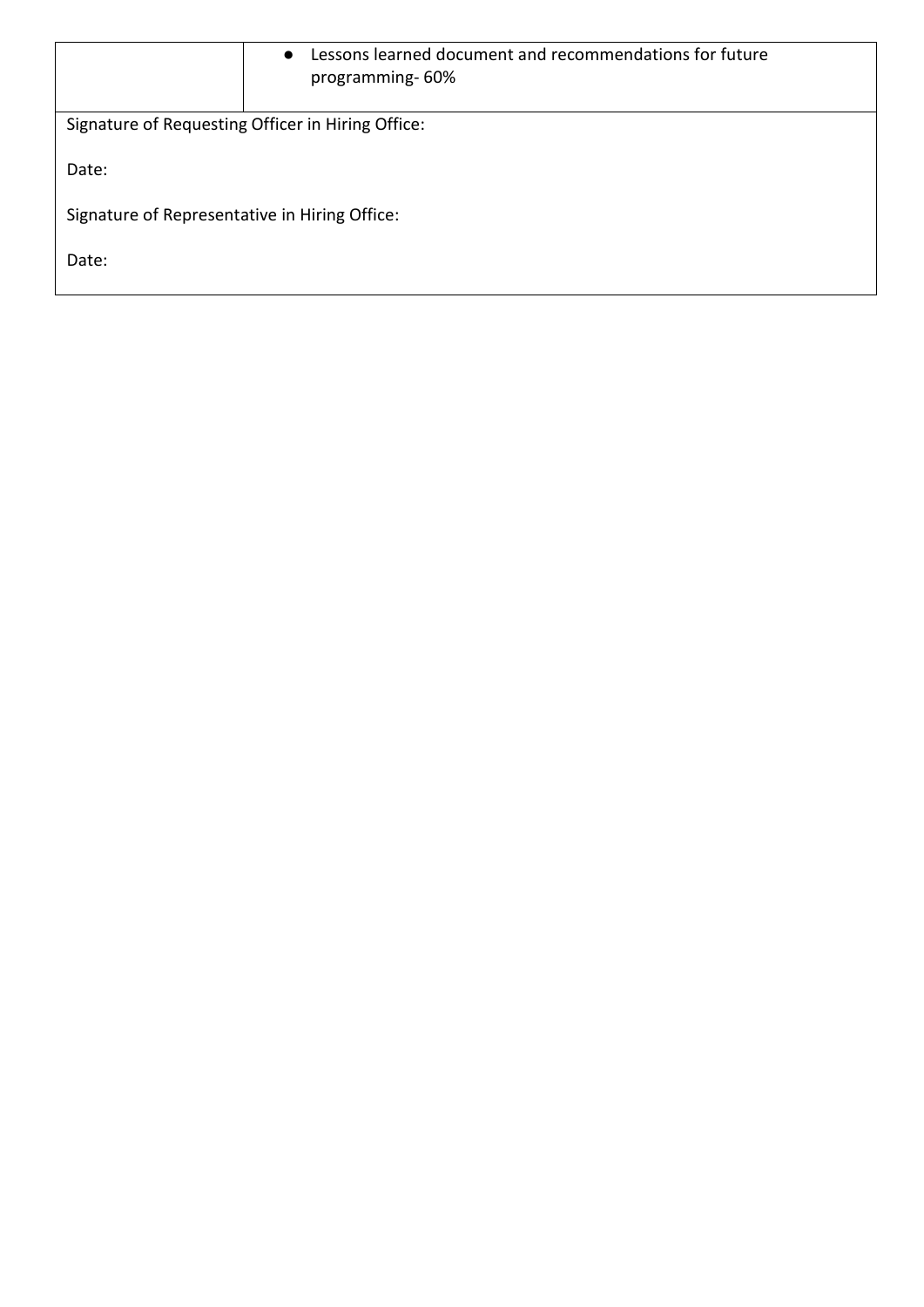| | |
|---|---|
| | • Lessons learned document and recommendations for future programming- 60% |

Signature of Requesting Officer in Hiring Office:

Date:

Signature of Representative in Hiring Office:

Date: